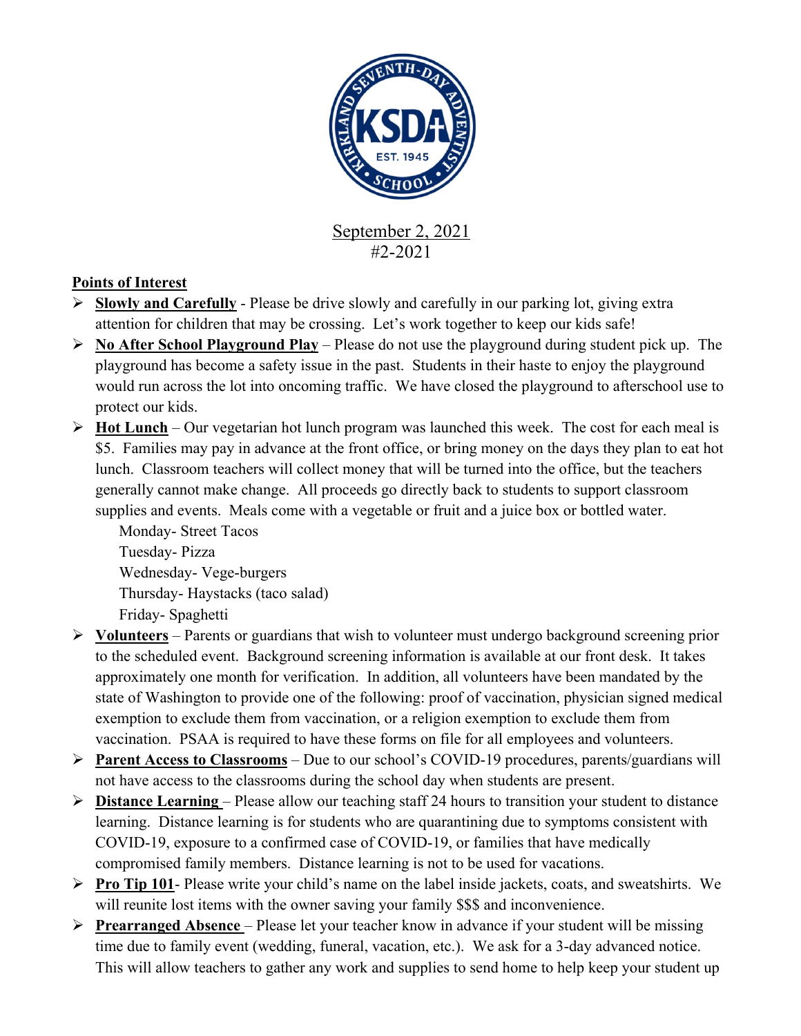September 2, 2021
#2-2021

**Points of Interest**

- **Slowly and Carefully** - Please be drive slowly and carefully in our parking lot, giving extra attention for children that may be crossing. Let's work together to keep our kids safe!
- **No After School Playground Play** – Please do not use the playground during student pick up. The playground has become a safety issue in the past. Students in their haste to enjoy the playground would run across the lot into oncoming traffic. We have closed the playground to afterschool use to protect our kids.
- **Hot Lunch** – Our vegetarian hot lunch program was launched this week. The cost for each meal is $5. Families may pay in advance at the front office, or bring money on the days they plan to eat hot lunch. Classroom teachers will collect money that will be turned into the office, but the teachers generally cannot make change. All proceeds go directly back to students to support classroom supplies and events. Meals come with a vegetable or fruit and a juice box or bottled water.
  - Monday- Street Tacos
  - Tuesday- Pizza
  - Wednesday- Vege-burgers
  - Thursday- Haystacks (taco salad)
  - Friday- Spaghetti
- **Volunteers** – Parents or guardians that wish to volunteer must undergo background screening prior to the scheduled event. Background screening information is available at our front desk. It takes approximately one month for verification. In addition, all volunteers have been mandated by the state of Washington to provide one of the following: proof of vaccination, physician signed medical exemption to exclude them from vaccination, or a religion exemption to exclude them from vaccination. PSAA is required to have these forms on file for all employees and volunteers.
- **Parent Access to Classrooms** – Due to our school's COVID-19 procedures, parents/guardians will not have access to the classrooms during the school day when students are present.
- **Distance Learning** – Please allow our teaching staff 24 hours to transition your student to distance learning. Distance learning is for students who are quarantining due to symptoms consistent with COVID-19, exposure to a confirmed case of COVID-19, or families that have medically compromised family members. Distance learning is not to be used for vacations.
- **Pro Tip 101**- Please write your child's name on the label inside jackets, coats, and sweatshirts. We will reunite lost items with the owner saving your family $$$ and inconvenience.
- **Prearranged Absence** – Please let your teacher know in advance if your student will be missing time due to family event (wedding, funeral, vacation, etc.). We ask for a 3-day advanced notice. This will allow teachers to gather any work and supplies to send home to help keep your student up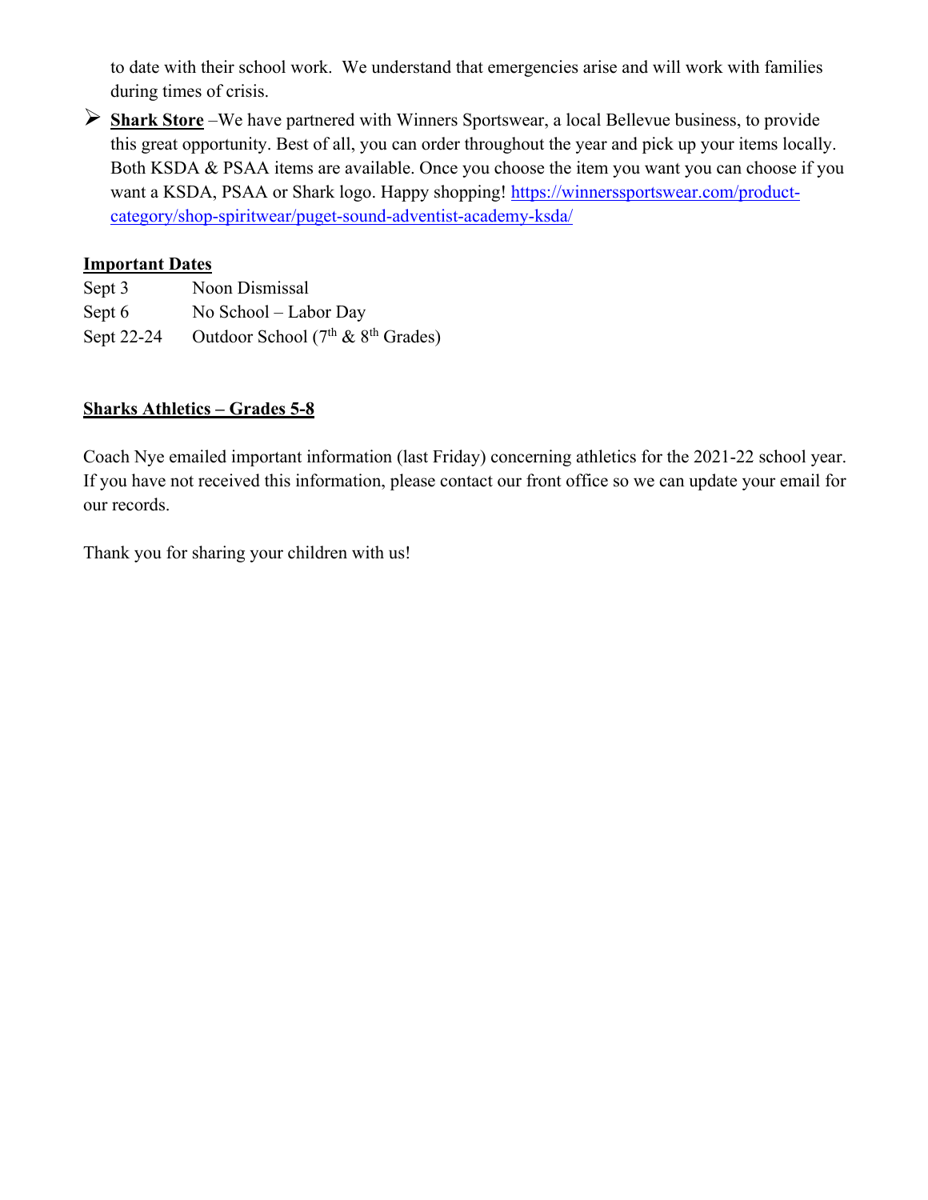to date with their school work. We understand that emergencies arise and will work with families during times of crisis.

- **Shark Store** –We have partnered with Winners Sportswear, a local Bellevue business, to provide this great opportunity. Best of all, you can order throughout the year and pick up your items locally. Both KSDA & PSAA items are available. Once you choose the item you want you can choose if you want a KSDA, PSAA or Shark logo. Happy shopping! https://winnerssportswear.com/product-category/shop-spiritwear/puget-sound-adventist-academy-ksda/

**Important Dates**

| | |
|---|---|
| Sept 3 | Noon Dismissal |
| Sept 6 | No School – Labor Day |
| Sept 22-24 | Outdoor School (7th & 8th Grades) |

**Sharks Athletics – Grades 5-8**

Coach Nye emailed important information (last Friday) concerning athletics for the 2021-22 school year. If you have not received this information, please contact our front office so we can update your email for our records.

Thank you for sharing your children with us!